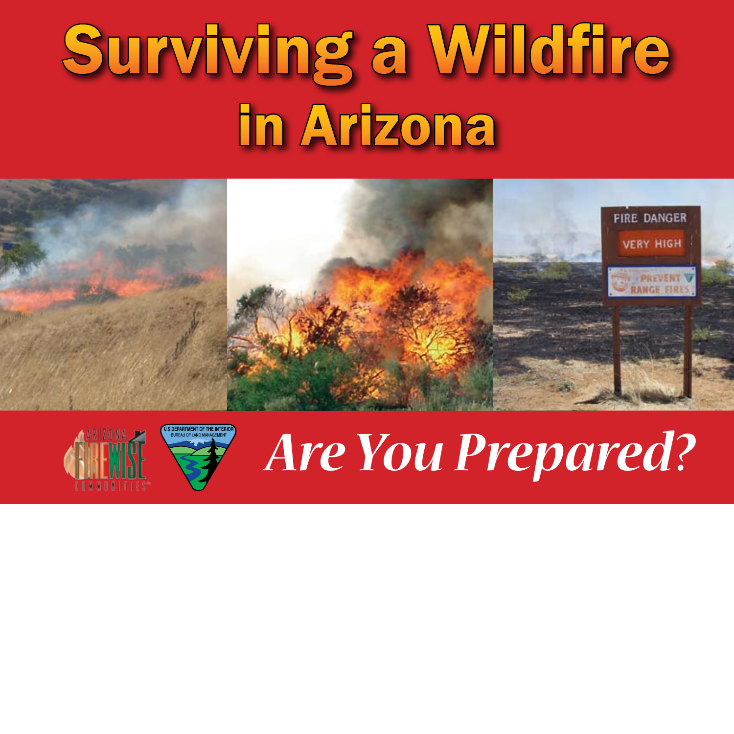# Surviving a Wildfire in Arizona

*Are You Prepared?*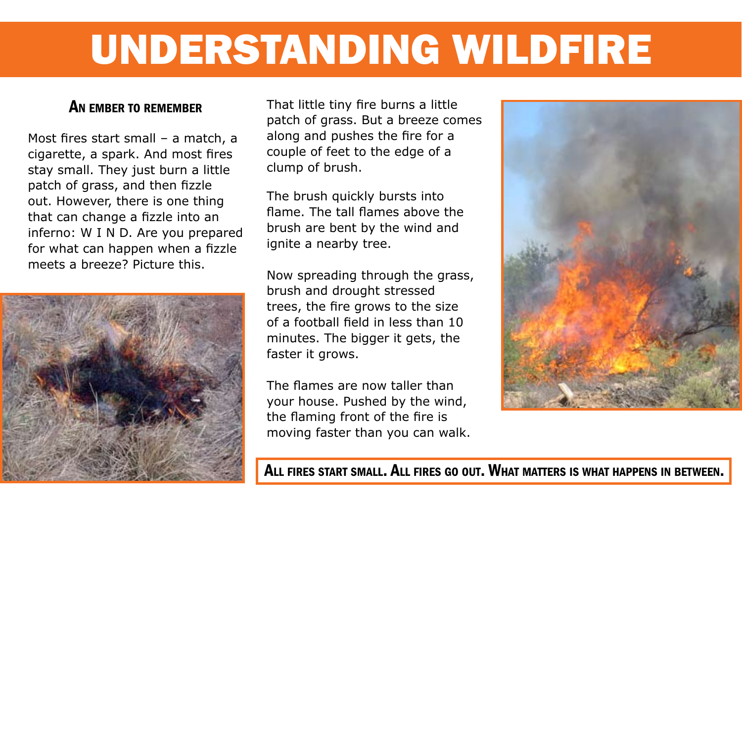# UNDERSTANDING WILDFIRE

### An ember to remember

Most fires start small – a match, a cigarette, a spark. And most fires stay small. They just burn a little patch of grass, and then fizzle out. However, there is one thing that can change a fizzle into an inferno: W I N D. Are you prepared for what can happen when a fizzle meets a breeze? Picture this.

That little tiny fire burns a little patch of grass. But a breeze comes along and pushes the fire for a couple of feet to the edge of a clump of brush.

The brush quickly bursts into flame. The tall flames above the brush are bent by the wind and ignite a nearby tree.

Now spreading through the grass, brush and drought stressed trees, the fire grows to the size of a football field in less than 10 minutes. The bigger it gets, the faster it grows.

The flames are now taller than your house. Pushed by the wind, the flaming front of the fire is moving faster than you can walk.

**All fires start small. All fires go out. What matters is what happens in between.**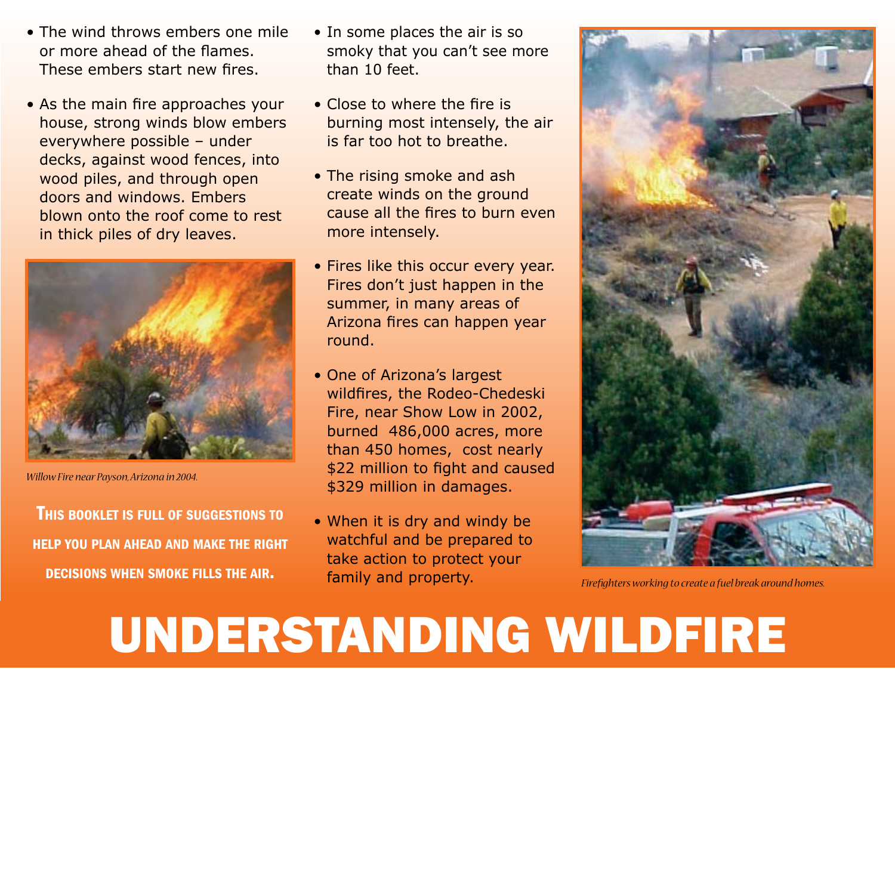- The wind throws embers one mile or more ahead of the flames. These embers start new fires.
- As the main fire approaches your house, strong winds blow embers everywhere possible – under decks, against wood fences, into wood piles, and through open doors and windows. Embers blown onto the roof come to rest in thick piles of dry leaves.

*Willow Fire near Payson, Arizona in 2004.*

**THIS BOOKLET IS FULL OF SUGGESTIONS TO HELP YOU PLAN AHEAD AND MAKE THE RIGHT DECISIONS WHEN SMOKE FILLS THE AIR.**

- In some places the air is so smoky that you can't see more than 10 feet.
- Close to where the fire is burning most intensely, the air is far too hot to breathe.
- The rising smoke and ash create winds on the ground cause all the fires to burn even more intensely.
- Fires like this occur every year. Fires don't just happen in the summer, in many areas of Arizona fires can happen year round.
- One of Arizona's largest wildfires, the Rodeo-Chedeski Fire, near Show Low in 2002, burned 486,000 acres, more than 450 homes, cost nearly $22 million to fight and caused $329 million in damages.
- When it is dry and windy be watchful and be prepared to take action to protect your family and property.

*Firefighters working to create a fuel break around homes.*

# UNDERSTANDING WILDFIRE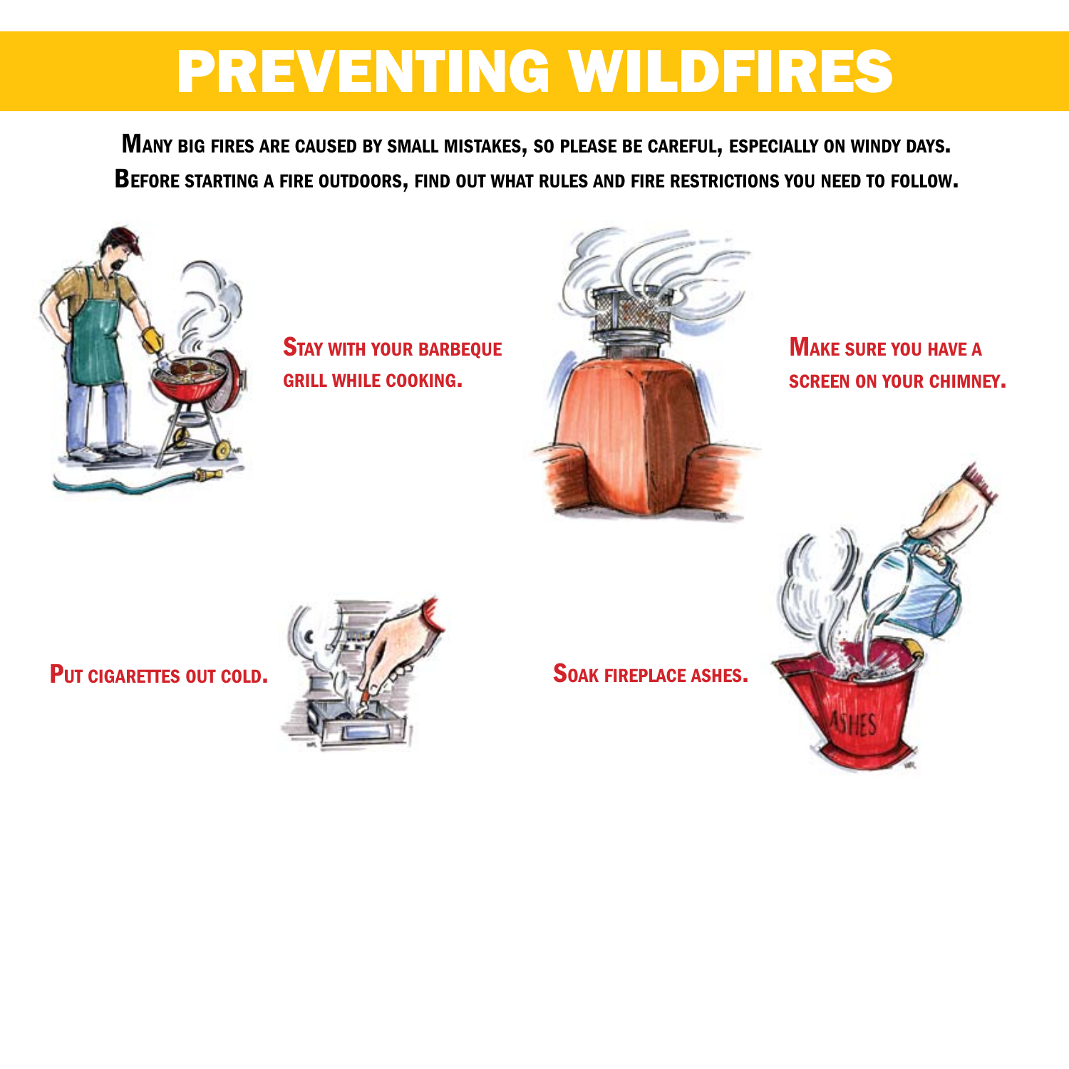# PREVENTING WILDFIRES

**MANY BIG FIRES ARE CAUSED BY SMALL MISTAKES, SO PLEASE BE CAREFUL, ESPECIALLY ON WINDY DAYS. BEFORE STARTING A FIRE OUTDOORS, FIND OUT WHAT RULES AND FIRE RESTRICTIONS YOU NEED TO FOLLOW.**

**STAY WITH YOUR BARBEQUE GRILL WHILE COOKING.**

**MAKE SURE YOU HAVE A SCREEN ON YOUR CHIMNEY.**

**PUT CIGARETTES OUT COLD.**

**SOAK FIREPLACE ASHES.**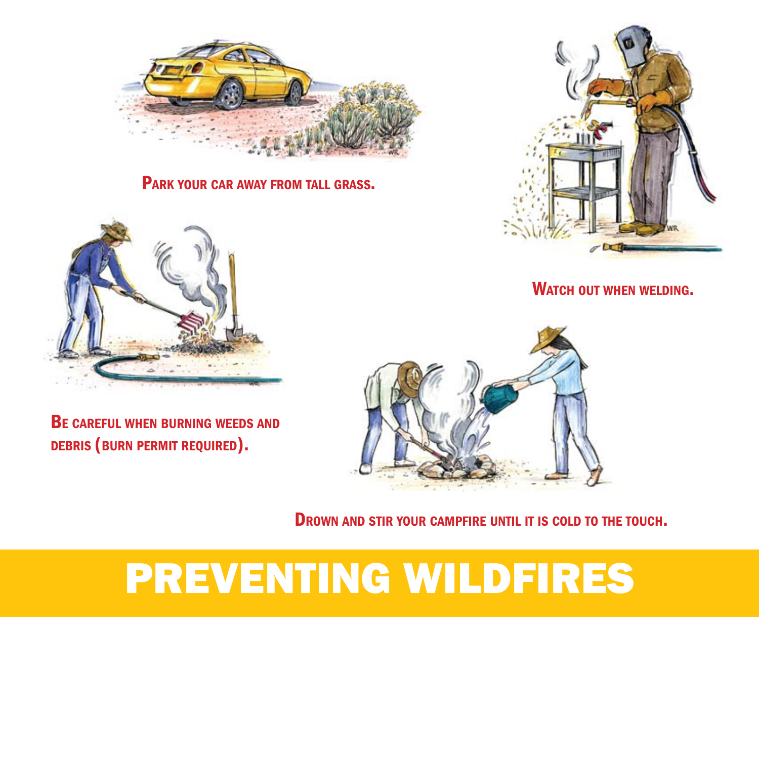Park your car away from tall grass.

Watch out when welding.

Be careful when burning weeds and debris (burn permit required).

Drown and stir your campfire until it is cold to the touch.

# PREVENTING WILDFIRES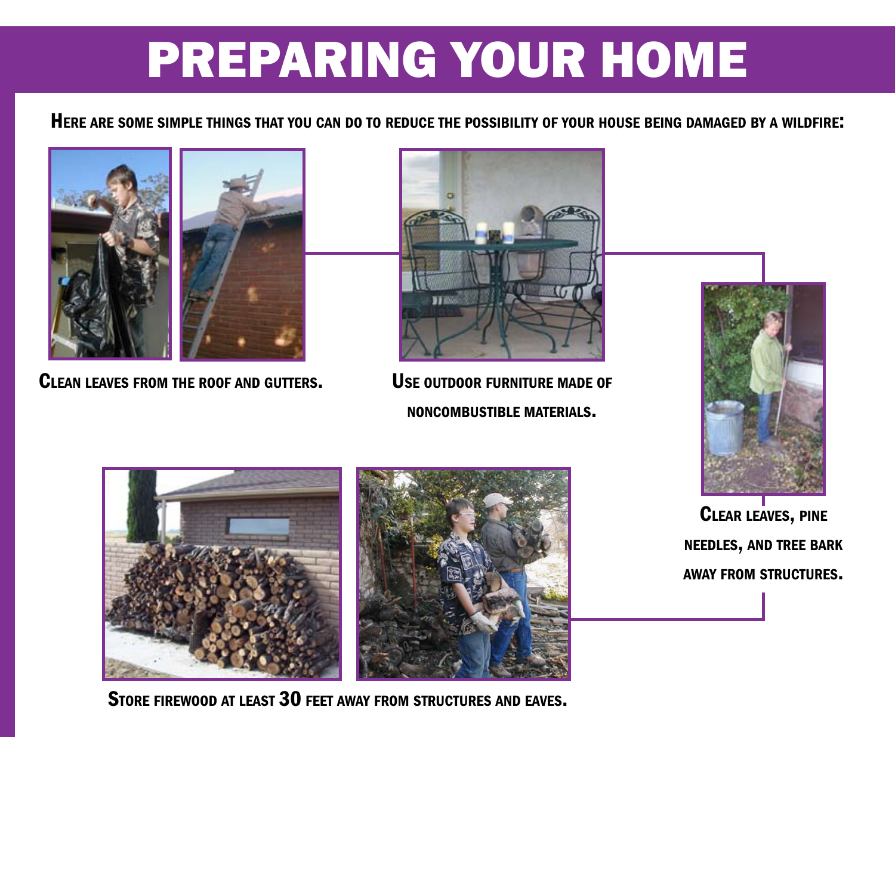# PREPARING YOUR HOME

**Here are some simple things that you can do to reduce the possibility of your house being damaged by a wildfire:**

**Clean leaves from the roof and gutters.**

**Use outdoor furniture made of noncombustible materials.**

**Clear leaves, pine needles, and tree bark away from structures.**

**Store firewood at least 30 feet away from structures and eaves.**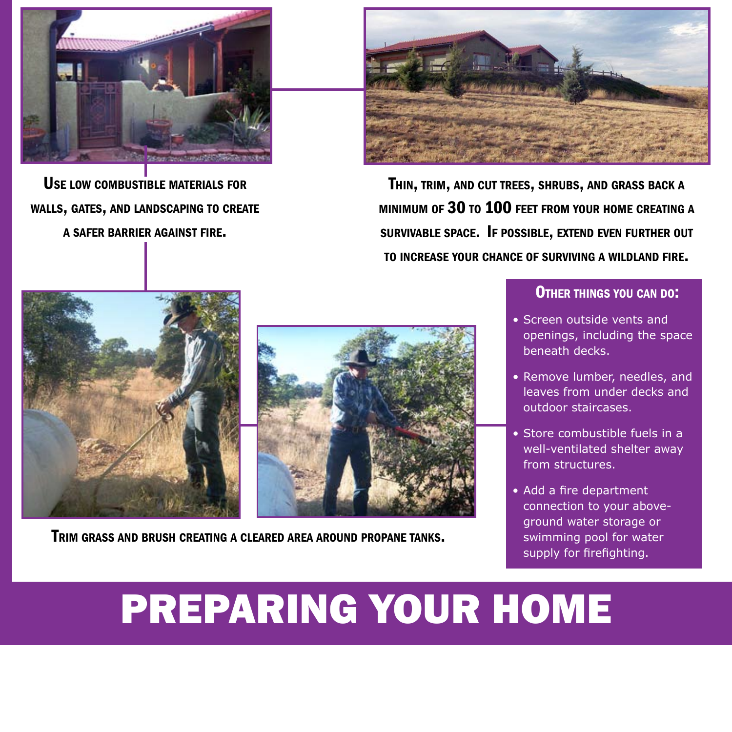USE LOW COMBUSTIBLE MATERIALS FOR WALLS, GATES, AND LANDSCAPING TO CREATE A SAFER BARRIER AGAINST FIRE.

THIN, TRIM, AND CUT TREES, SHRUBS, AND GRASS BACK A MINIMUM OF 30 TO 100 FEET FROM YOUR HOME CREATING A SURVIVABLE SPACE. IF POSSIBLE, EXTEND EVEN FURTHER OUT TO INCREASE YOUR CHANCE OF SURVIVING A WILDLAND FIRE.

TRIM GRASS AND BRUSH CREATING A CLEARED AREA AROUND PROPANE TANKS.

### OTHER THINGS YOU CAN DO:

- Screen outside vents and openings, including the space beneath decks.
- Remove lumber, needles, and leaves from under decks and outdoor staircases.
- Store combustible fuels in a well-ventilated shelter away from structures.
- Add a fire department connection to your above-ground water storage or swimming pool for water supply for firefighting.

# PREPARING YOUR HOME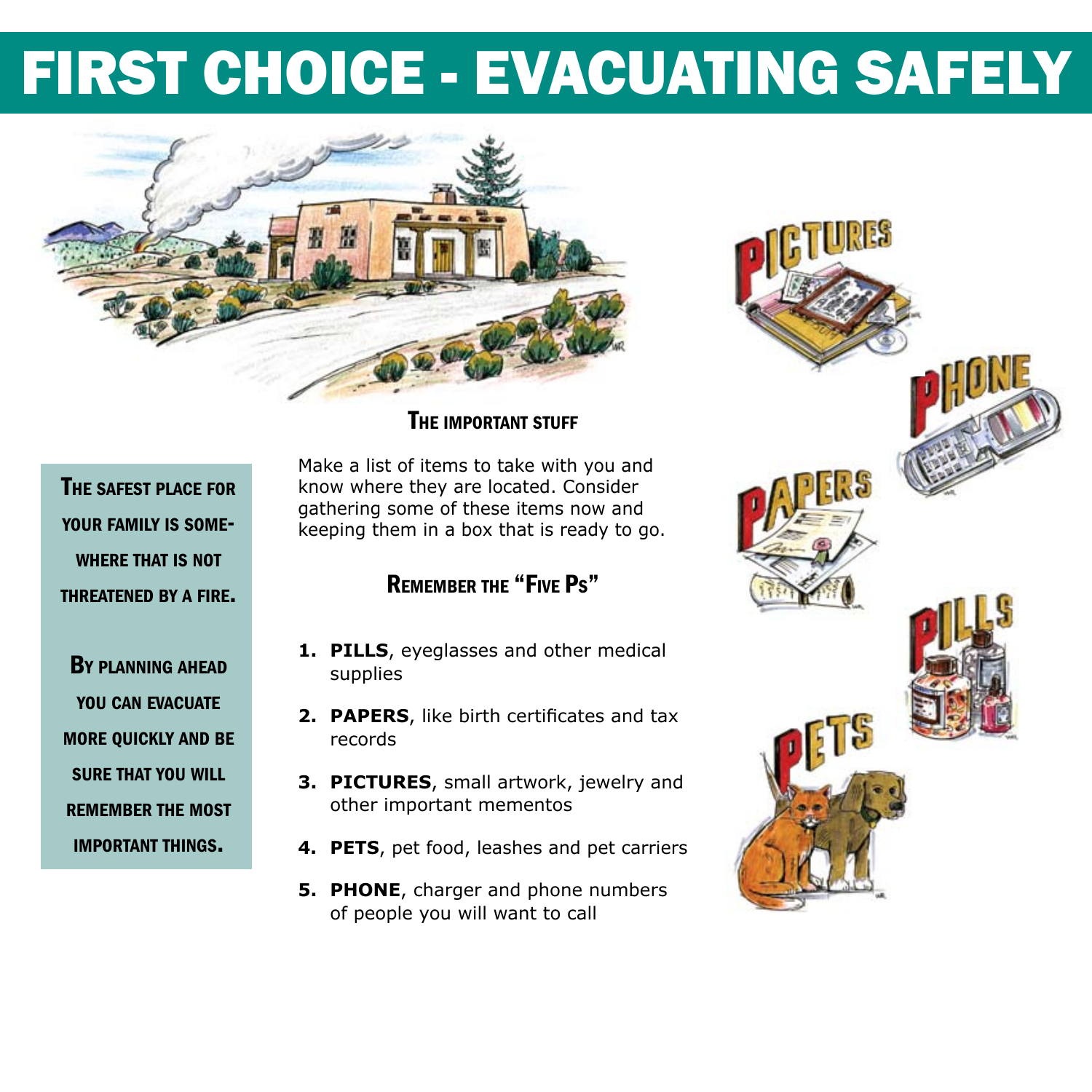# FIRST CHOICE - EVACUATING SAFELY

**The safest place for your family is somewhere that is not threatened by a fire.**

**By planning ahead you can evacuate more quickly and be sure that you will remember the most important things.**

### The important stuff

Make a list of items to take with you and know where they are located. Consider gathering some of these items now and keeping them in a box that is ready to go.

### Remember the "Five Ps"

1. **PILLS**, eyeglasses and other medical supplies
2. **PAPERS**, like birth certificates and tax records
3. **PICTURES**, small artwork, jewelry and other important mementos
4. **PETS**, pet food, leashes and pet carriers
5. **PHONE**, charger and phone numbers of people you will want to call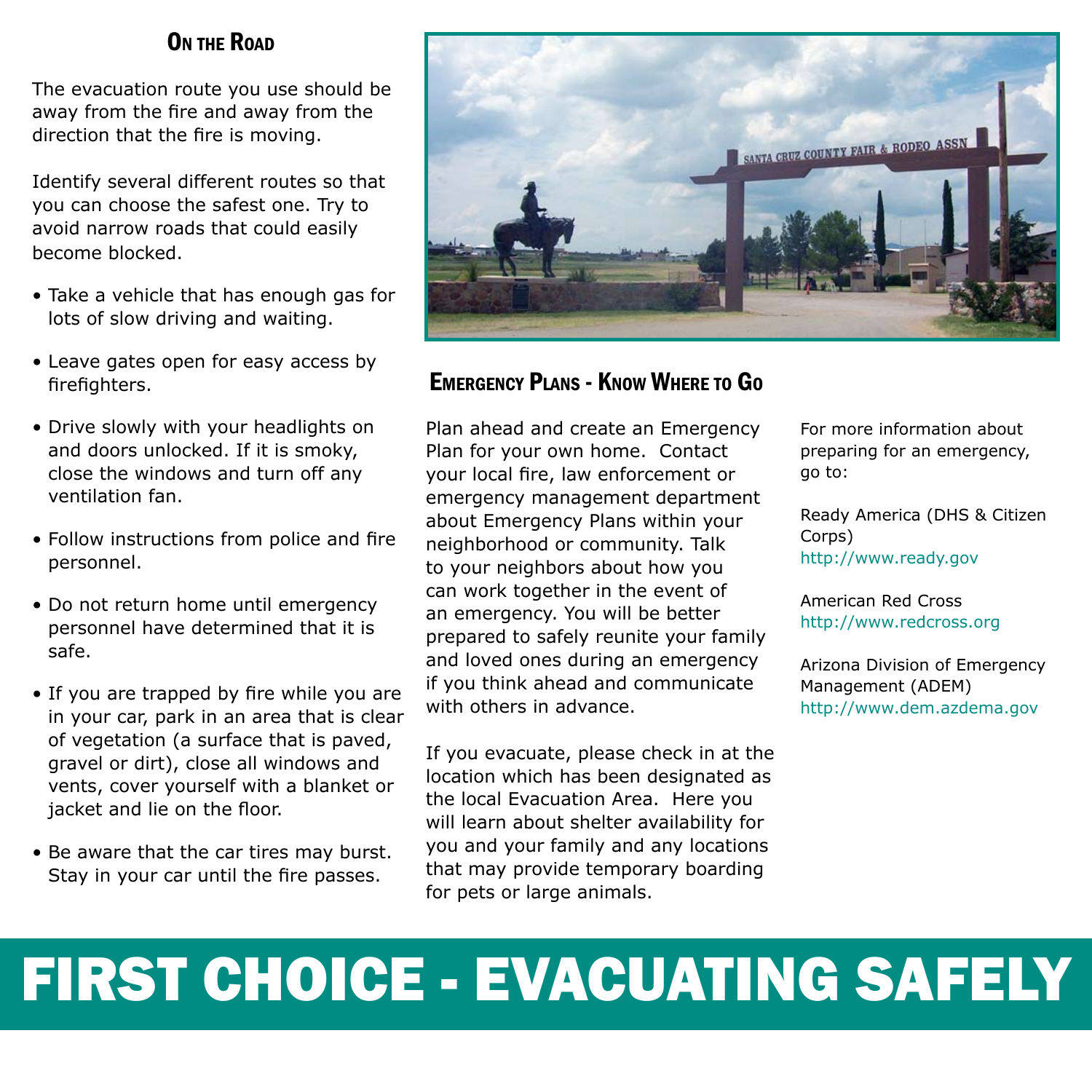## On the Road

The evacuation route you use should be away from the fire and away from the direction that the fire is moving.

Identify several different routes so that you can choose the safest one. Try to avoid narrow roads that could easily become blocked.

- Take a vehicle that has enough gas for lots of slow driving and waiting.
- Leave gates open for easy access by firefighters.
- Drive slowly with your headlights on and doors unlocked. If it is smoky, close the windows and turn off any ventilation fan.
- Follow instructions from police and fire personnel.
- Do not return home until emergency personnel have determined that it is safe.
- If you are trapped by fire while you are in your car, park in an area that is clear of vegetation (a surface that is paved, gravel or dirt), close all windows and vents, cover yourself with a blanket or jacket and lie on the floor.
- Be aware that the car tires may burst. Stay in your car until the fire passes.

## Emergency Plans - Know Where to Go

Plan ahead and create an Emergency Plan for your own home. Contact your local fire, law enforcement or emergency management department about Emergency Plans within your neighborhood or community. Talk to your neighbors about how you can work together in the event of an emergency. You will be better prepared to safely reunite your family and loved ones during an emergency if you think ahead and communicate with others in advance.

If you evacuate, please check in at the location which has been designated as the local Evacuation Area. Here you will learn about shelter availability for you and your family and any locations that may provide temporary boarding for pets or large animals.

For more information about preparing for an emergency, go to:

Ready America (DHS & Citizen Corps)
http://www.ready.gov

American Red Cross
http://www.redcross.org

Arizona Division of Emergency Management (ADEM)
http://www.dem.azdema.gov

# FIRST CHOICE - EVACUATING SAFELY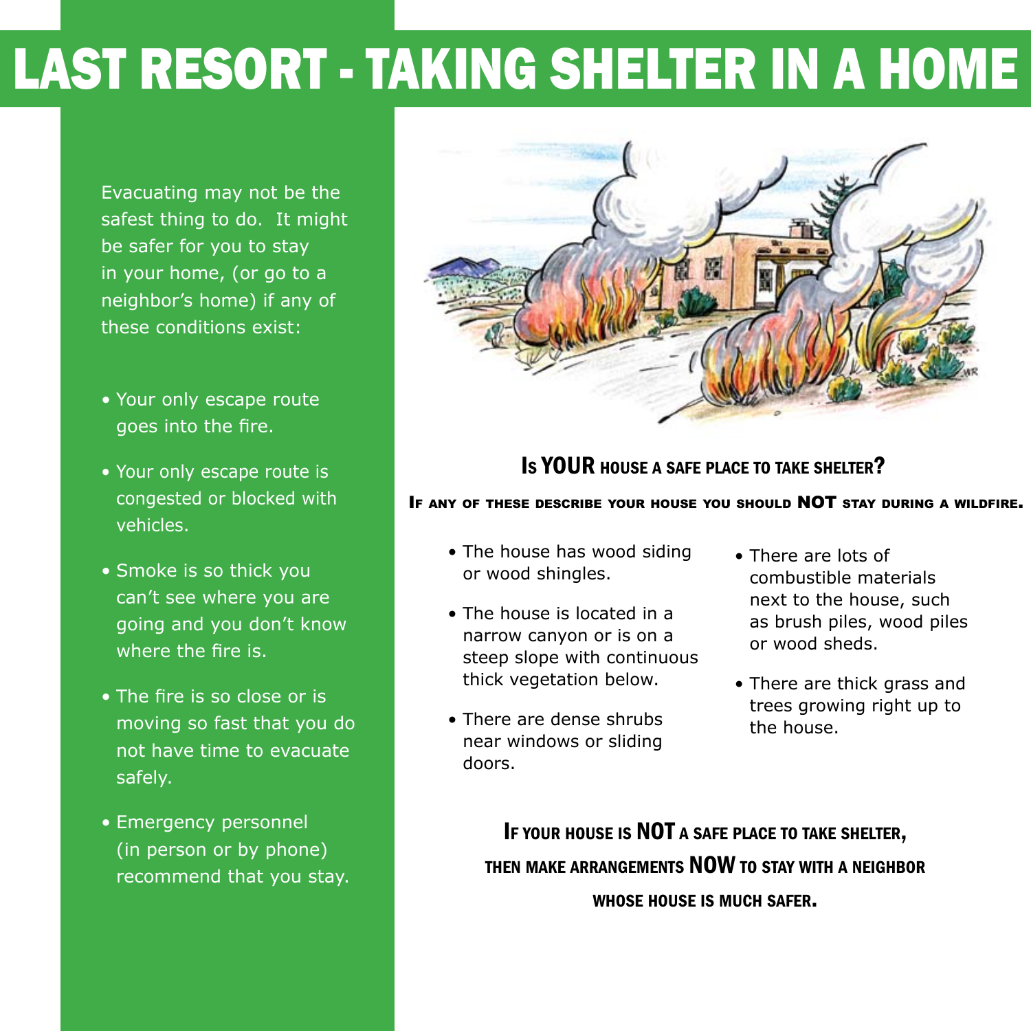# LAST RESORT - TAKING SHELTER IN A HOME

Evacuating may not be the safest thing to do. It might be safer for you to stay in your home, (or go to a neighbor's home) if any of these conditions exist:

- Your only escape route goes into the fire.
- Your only escape route is congested or blocked with vehicles.
- Smoke is so thick you can't see where you are going and you don't know where the fire is.
- The fire is so close or is moving so fast that you do not have time to evacuate safely.
- Emergency personnel (in person or by phone) recommend that you stay.

## Is YOUR house a safe place to take shelter?

**If any of these describe your house you should NOT stay during a wildfire.**

- The house has wood siding or wood shingles.
- The house is located in a narrow canyon or is on a steep slope with continuous thick vegetation below.
- There are dense shrubs near windows or sliding doors.
- There are lots of combustible materials next to the house, such as brush piles, wood piles or wood sheds.
- There are thick grass and trees growing right up to the house.

**If your house is NOT a safe place to take shelter, then make arrangements NOW to stay with a neighbor whose house is much safer.**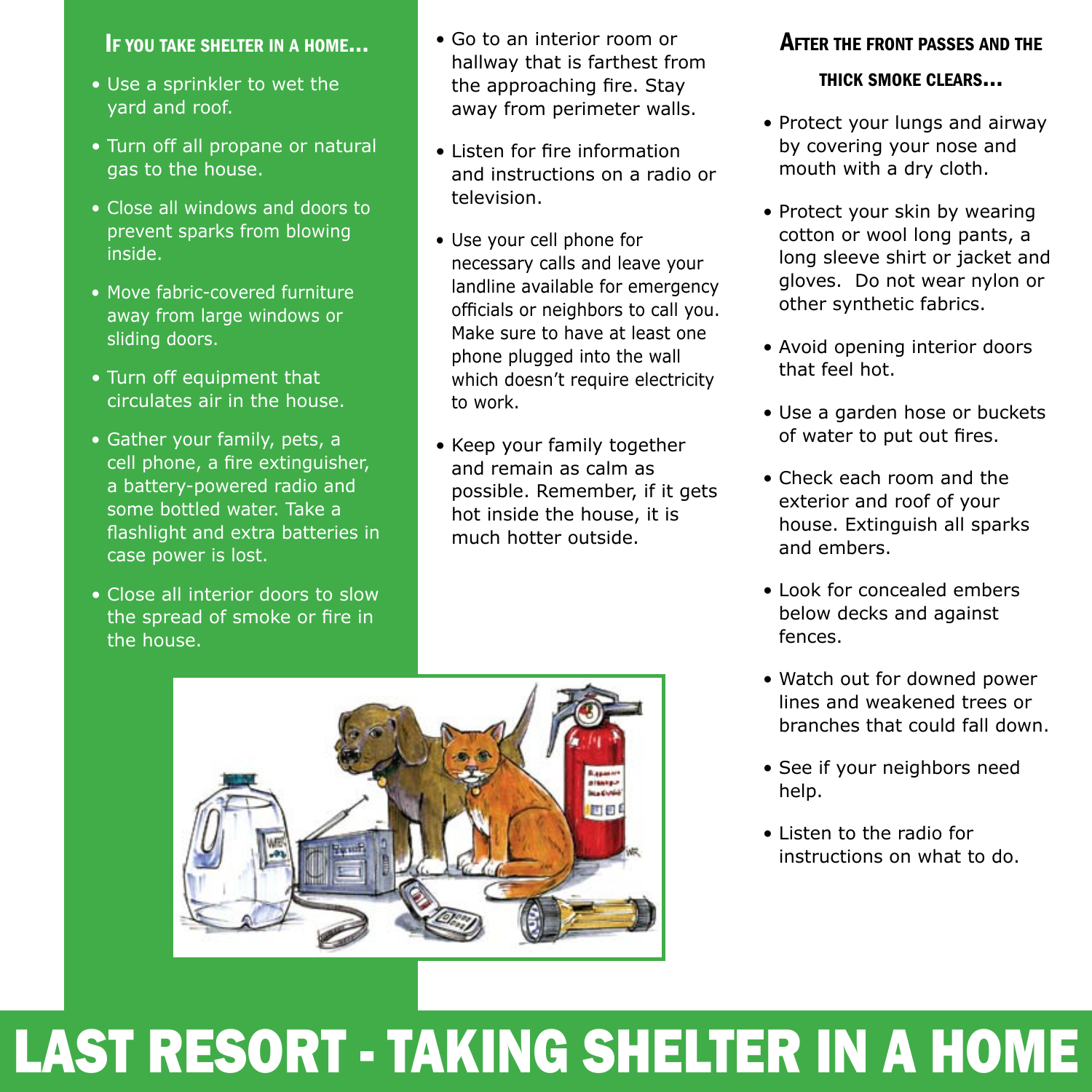# LAST RESORT - TAKING SHELTER IN A HOME

## If you take shelter in a home...

- Use a sprinkler to wet the yard and roof.
- Turn off all propane or natural gas to the house.
- Close all windows and doors to prevent sparks from blowing inside.
- Move fabric-covered furniture away from large windows or sliding doors.
- Turn off equipment that circulates air in the house.
- Gather your family, pets, a cell phone, a fire extinguisher, a battery-powered radio and some bottled water. Take a flashlight and extra batteries in case power is lost.
- Close all interior doors to slow the spread of smoke or fire in the house.
- Go to an interior room or hallway that is farthest from the approaching fire. Stay away from perimeter walls.
- Listen for fire information and instructions on a radio or television.
- Use your cell phone for necessary calls and leave your landline available for emergency officials or neighbors to call you. Make sure to have at least one phone plugged into the wall which doesn't require electricity to work.
- Keep your family together and remain as calm as possible. Remember, if it gets hot inside the house, it is much hotter outside.

## After the front passes and the thick smoke clears...

- Protect your lungs and airway by covering your nose and mouth with a dry cloth.
- Protect your skin by wearing cotton or wool long pants, a long sleeve shirt or jacket and gloves. Do not wear nylon or other synthetic fabrics.
- Avoid opening interior doors that feel hot.
- Use a garden hose or buckets of water to put out fires.
- Check each room and the exterior and roof of your house. Extinguish all sparks and embers.
- Look for concealed embers below decks and against fences.
- Watch out for downed power lines and weakened trees or branches that could fall down.
- See if your neighbors need help.
- Listen to the radio for instructions on what to do.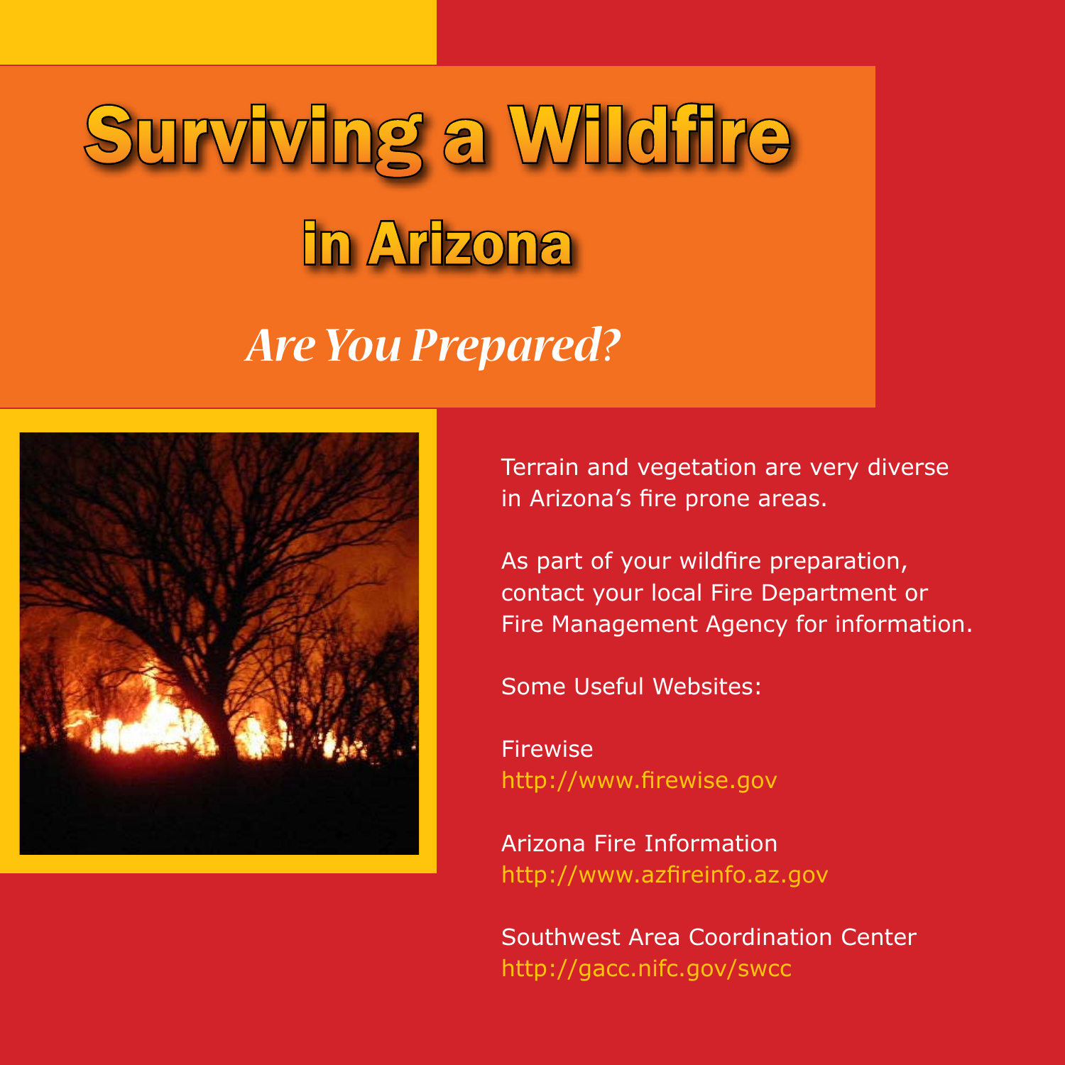# Surviving a Wildfire in Arizona

## *Are You Prepared?*

Terrain and vegetation are very diverse in Arizona's fire prone areas.

As part of your wildfire preparation, contact your local Fire Department or Fire Management Agency for information.

Some Useful Websites:

Firewise
http://www.firewise.gov

Arizona Fire Information
http://www.azfireinfo.az.gov

Southwest Area Coordination Center
http://gacc.nifc.gov/swcc